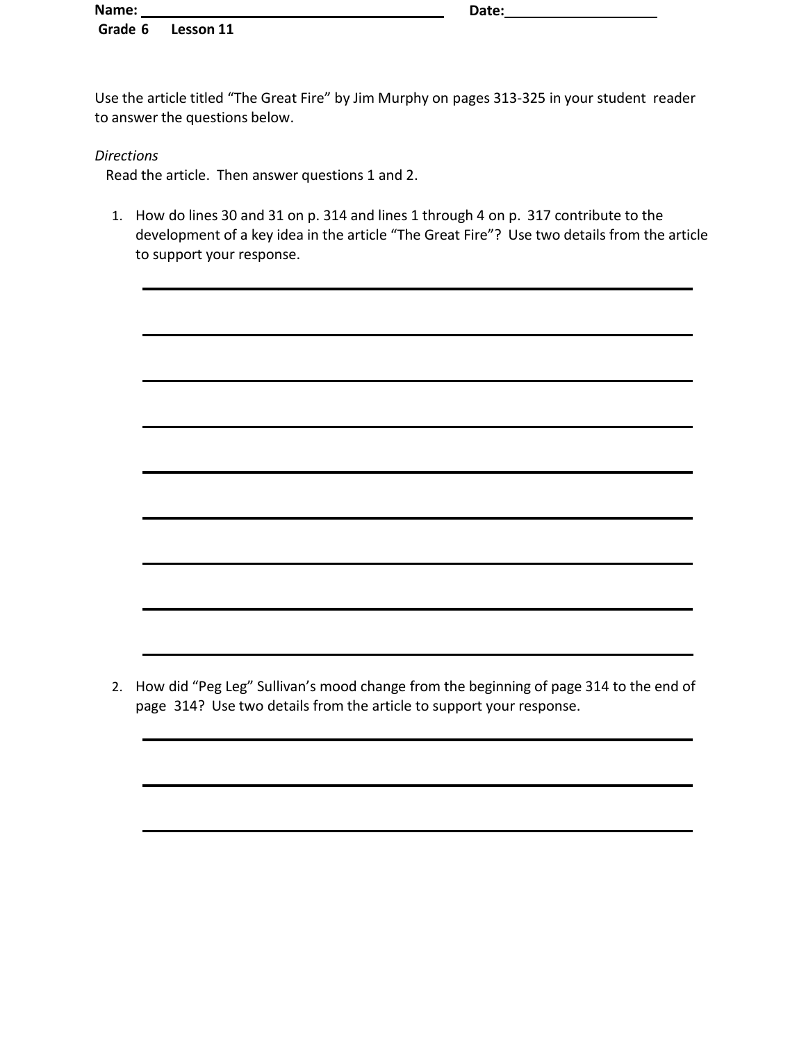**Name:** ______________________________ **Date:** ____________________

**Grade 6 Lesson 11**

Use the article titled "The Great Fire" by Jim Murphy on pages 313-325 in your student reader to answer the questions below.

*Directions*

Read the article. Then answer questions 1 and 2.

1. How do lines 30 and 31 on p. 314 and lines 1 through 4 on p. 317 contribute to the development of a key idea in the article "The Great Fire"? Use two details from the article to support your response.

_______________________________________________

_______________________________________________

_______________________________________________

_______________________________________________

_______________________________________________

_______________________________________________

_______________________________________________

_______________________________________________

_______________________________________________

2. How did "Peg Leg" Sullivan's mood change from the beginning of page 314 to the end of page 314? Use two details from the article to support your response.

_______________________________________________

_______________________________________________

_______________________________________________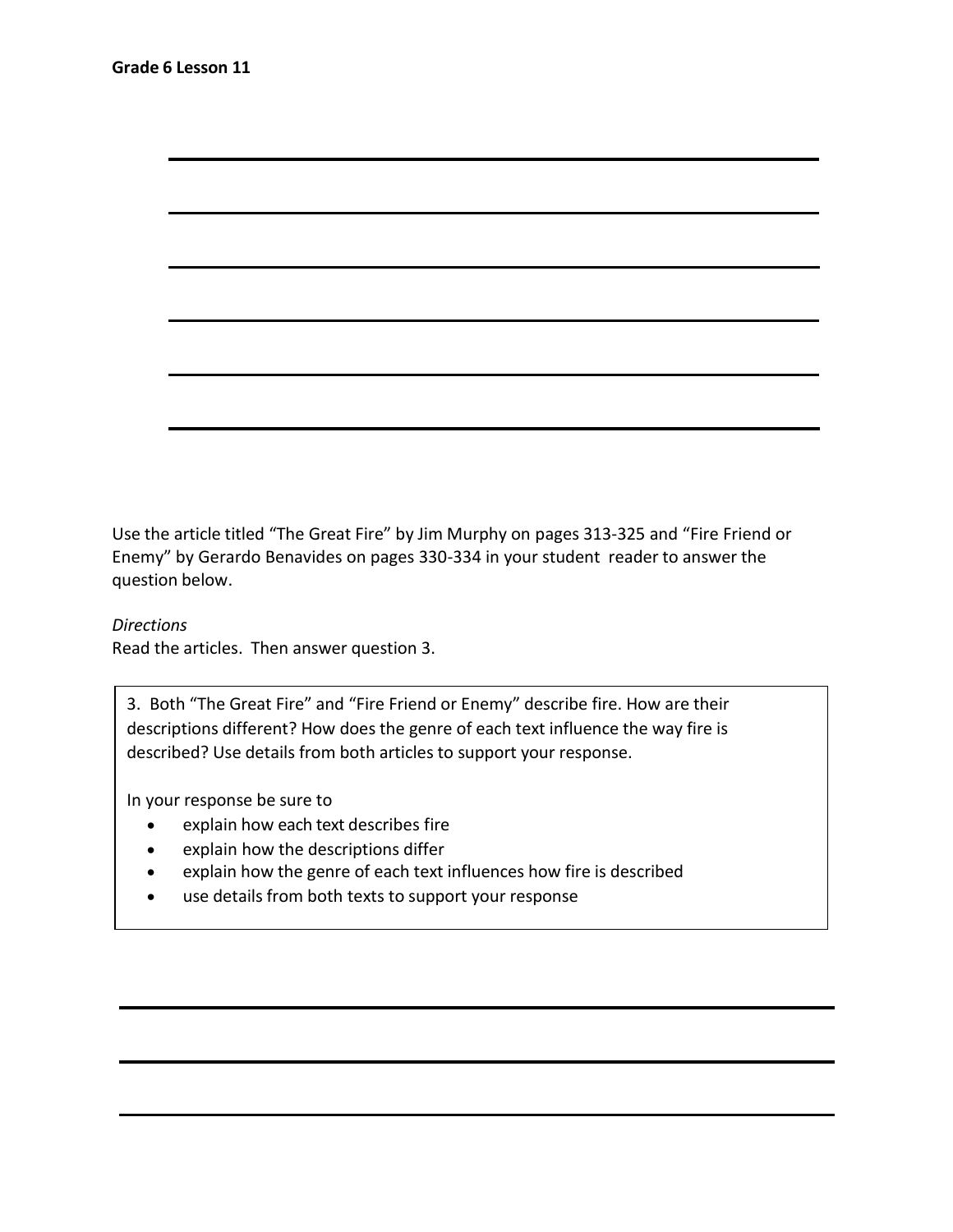Grade 6 Lesson 11

Use the article titled "The Great Fire" by Jim Murphy on pages 313-325 and "Fire Friend or Enemy" by Gerardo Benavides on pages 330-334 in your student reader to answer the question below.

*Directions*
Read the articles. Then answer question 3.

3. Both "The Great Fire" and "Fire Friend or Enemy" describe fire. How are their descriptions different? How does the genre of each text influence the way fire is described? Use details from both articles to support your response.

In your response be sure to

- explain how each text describes fire
- explain how the descriptions differ
- explain how the genre of each text influences how fire is described
- use details from both texts to support your response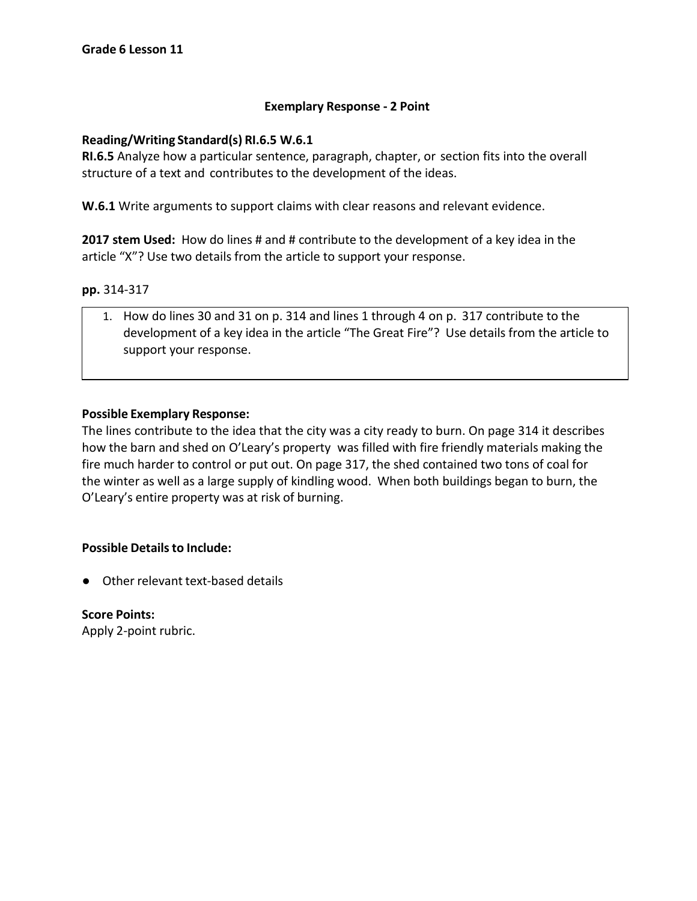**Grade 6 Lesson 11**

**Exemplary Response - 2 Point**

**Reading/Writing Standard(s) RI.6.5 W.6.1**

**RI.6.5** Analyze how a particular sentence, paragraph, chapter, or section fits into the overall structure of a text and contributes to the development of the ideas.

**W.6.1** Write arguments to support claims with clear reasons and relevant evidence.

**2017 stem Used:** How do lines # and # contribute to the development of a key idea in the article "X"? Use two details from the article to support your response.

**pp.** 314-317

1. How do lines 30 and 31 on p. 314 and lines 1 through 4 on p. 317 contribute to the development of a key idea in the article "The Great Fire"? Use details from the article to support your response.

**Possible Exemplary Response:**

The lines contribute to the idea that the city was a city ready to burn. On page 314 it describes how the barn and shed on O'Leary's property was filled with fire friendly materials making the fire much harder to control or put out. On page 317, the shed contained two tons of coal for the winter as well as a large supply of kindling wood. When both buildings began to burn, the O'Leary's entire property was at risk of burning.

**Possible Details to Include:**

- Other relevant text-based details

**Score Points:**

Apply 2-point rubric.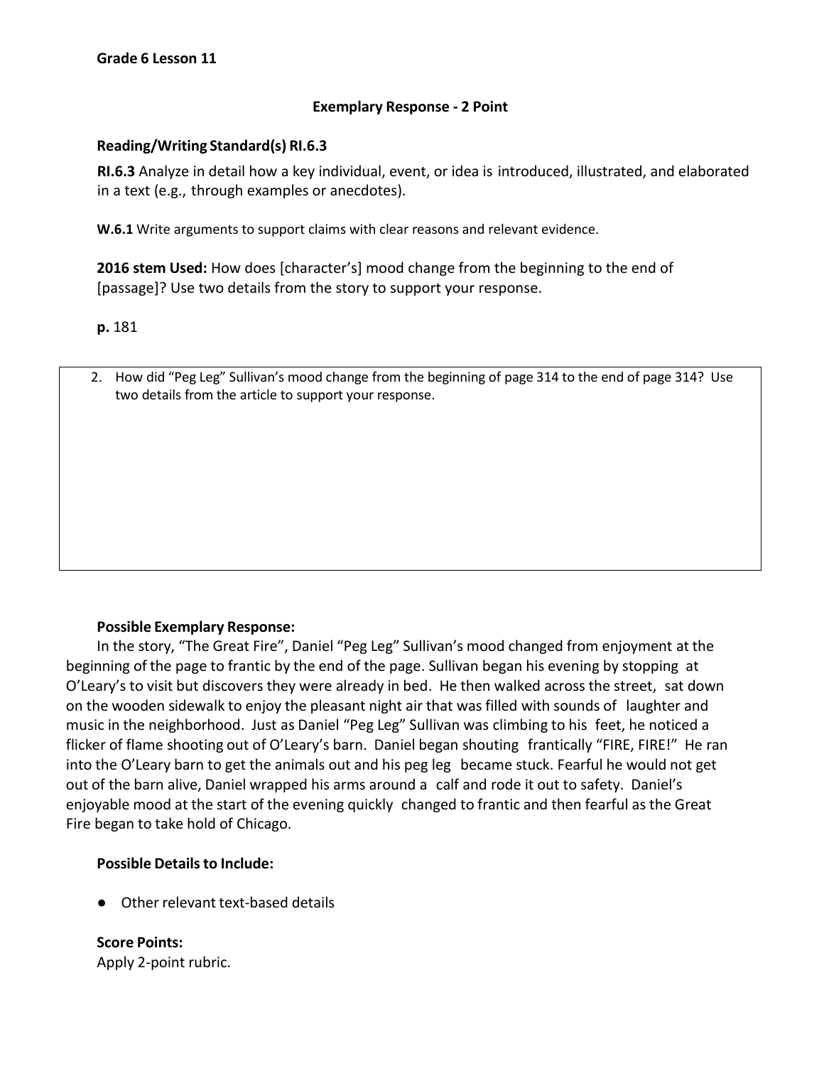**Grade 6 Lesson 11**

**Exemplary Response - 2 Point**

**Reading/Writing Standard(s) RI.6.3**

**RI.6.3** Analyze in detail how a key individual, event, or idea is introduced, illustrated, and elaborated in a text (e.g., through examples or anecdotes).

**W.6.1** Write arguments to support claims with clear reasons and relevant evidence.

**2016 stem Used:** How does [character's] mood change from the beginning to the end of [passage]? Use two details from the story to support your response.

**p.** 181

2. How did "Peg Leg" Sullivan's mood change from the beginning of page 314 to the end of page 314? Use two details from the article to support your response.

**Possible Exemplary Response:**

In the story, "The Great Fire", Daniel "Peg Leg" Sullivan's mood changed from enjoyment at the beginning of the page to frantic by the end of the page. Sullivan began his evening by stopping at O'Leary's to visit but discovers they were already in bed. He then walked across the street, sat down on the wooden sidewalk to enjoy the pleasant night air that was filled with sounds of laughter and music in the neighborhood. Just as Daniel "Peg Leg" Sullivan was climbing to his feet, he noticed a flicker of flame shooting out of O'Leary's barn. Daniel began shouting frantically "FIRE, FIRE!" He ran into the O'Leary barn to get the animals out and his peg leg became stuck. Fearful he would not get out of the barn alive, Daniel wrapped his arms around a calf and rode it out to safety. Daniel's enjoyable mood at the start of the evening quickly changed to frantic and then fearful as the Great Fire began to take hold of Chicago.

**Possible Details to Include:**

- Other relevant text-based details

**Score Points:**
Apply 2-point rubric.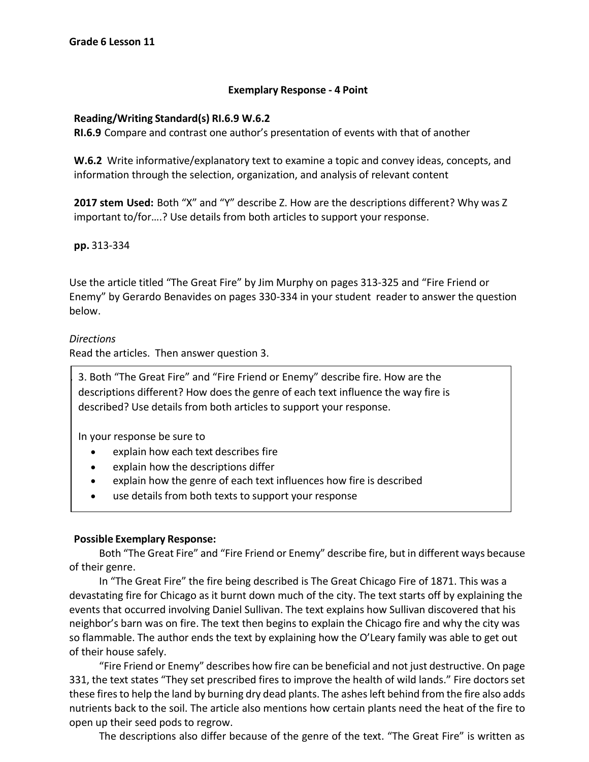**Grade 6 Lesson 11**

**Exemplary Response - 4 Point**

**Reading/Writing Standard(s) RI.6.9 W.6.2**
**RI.6.9** Compare and contrast one author's presentation of events with that of another

**W.6.2** Write informative/explanatory text to examine a topic and convey ideas, concepts, and information through the selection, organization, and analysis of relevant content

**2017 stem Used:** Both "X" and "Y" describe Z. How are the descriptions different? Why was Z important to/for….? Use details from both articles to support your response.

**pp.** 313-334

Use the article titled "The Great Fire" by Jim Murphy on pages 313-325 and "Fire Friend or Enemy" by Gerardo Benavides on pages 330-334 in your student reader to answer the question below.

*Directions*
Read the articles. Then answer question 3.

3. Both "The Great Fire" and "Fire Friend or Enemy" describe fire. How are the descriptions different? How does the genre of each text influence the way fire is described? Use details from both articles to support your response.

In your response be sure to

- explain how each text describes fire
- explain how the descriptions differ
- explain how the genre of each text influences how fire is described
- use details from both texts to support your response

**Possible Exemplary Response:**

Both "The Great Fire" and "Fire Friend or Enemy" describe fire, but in different ways because of their genre.

In "The Great Fire" the fire being described is The Great Chicago Fire of 1871. This was a devastating fire for Chicago as it burnt down much of the city. The text starts off by explaining the events that occurred involving Daniel Sullivan. The text explains how Sullivan discovered that his neighbor's barn was on fire. The text then begins to explain the Chicago fire and why the city was so flammable. The author ends the text by explaining how the O'Leary family was able to get out of their house safely.

"Fire Friend or Enemy" describes how fire can be beneficial and not just destructive. On page 331, the text states "They set prescribed fires to improve the health of wild lands." Fire doctors set these fires to help the land by burning dry dead plants. The ashes left behind from the fire also adds nutrients back to the soil. The article also mentions how certain plants need the heat of the fire to open up their seed pods to regrow.

The descriptions also differ because of the genre of the text. "The Great Fire" is written as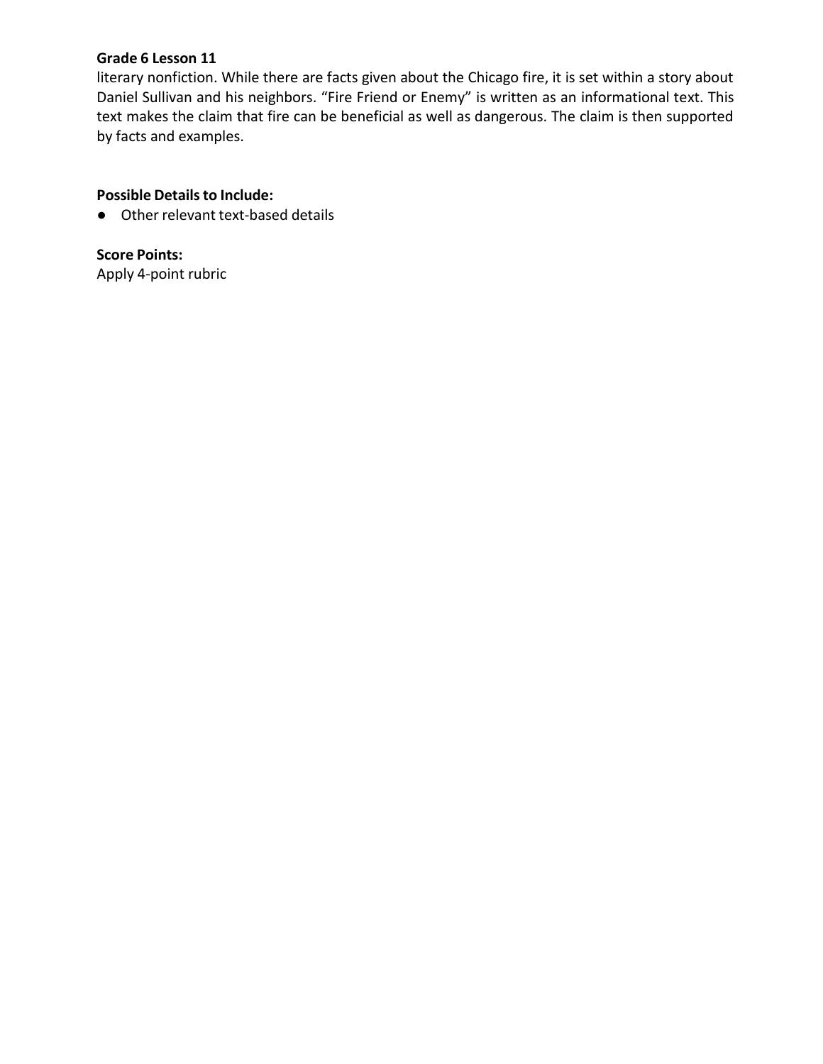literary nonfiction. While there are facts given about the Chicago fire, it is set within a story about Daniel Sullivan and his neighbors. “Fire Friend or Enemy” is written as an informational text. This text makes the claim that fire can be beneficial as well as dangerous. The claim is then supported by facts and examples.

**Possible Details to Include:**

- Other relevant text-based details

**Score Points:**
Apply 4-point rubric